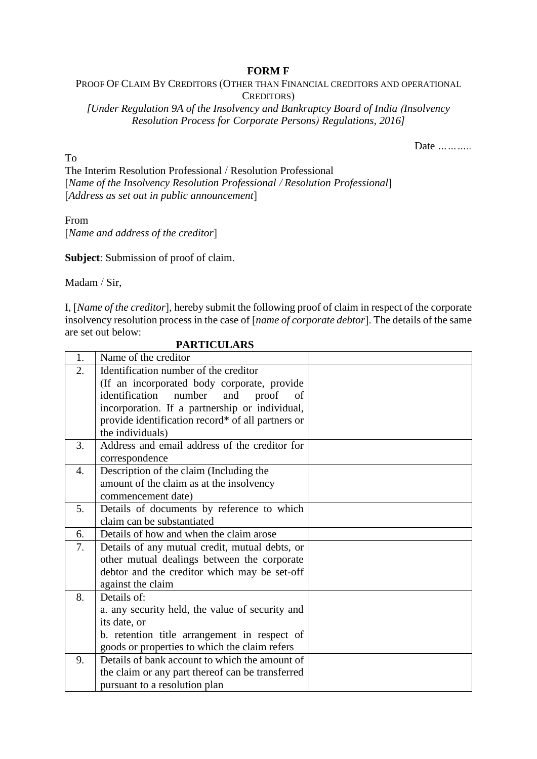**FORM F**

PROOF OF CLAIM BY CREDITORS (OTHER THAN FINANCIAL CREDITORS AND OPERATIONAL CREDITORS)

*[Under Regulation 9A of the Insolvency and Bankruptcy Board of India (Insolvency Resolution Process for Corporate Persons) Regulations, 2016]*

Date ………..

To
The Interim Resolution Professional / Resolution Professional
[*Name of the Insolvency Resolution Professional / Resolution Professional*]
[*Address as set out in public announcement*]

From
[*Name and address of the creditor*]

**Subject**: Submission of proof of claim.

Madam / Sir,

I, [*Name of the creditor*], hereby submit the following proof of claim in respect of the corporate insolvency resolution process in the case of [*name of corporate debtor*]. The details of the same are set out below:

**PARTICULARS**

| | | |
|---|---|---|
| 1. | Name of the creditor | |
| 2. | Identification number of the creditor (If an incorporated body corporate, provide identification number and proof of incorporation. If a partnership or individual, provide identification record* of all partners or the individuals) | |
| 3. | Address and email address of the creditor for correspondence | |
| 4. | Description of the claim (Including the amount of the claim as at the insolvency commencement date) | |
| 5. | Details of documents by reference to which claim can be substantiated | |
| 6. | Details of how and when the claim arose | |
| 7. | Details of any mutual credit, mutual debts, or other mutual dealings between the corporate debtor and the creditor which may be set-off against the claim | |
| 8. | Details of:<br>a. any security held, the value of security and its date, or<br>b. retention title arrangement in respect of goods or properties to which the claim refers | |
| 9. | Details of bank account to which the amount of the claim or any part thereof can be transferred pursuant to a resolution plan | |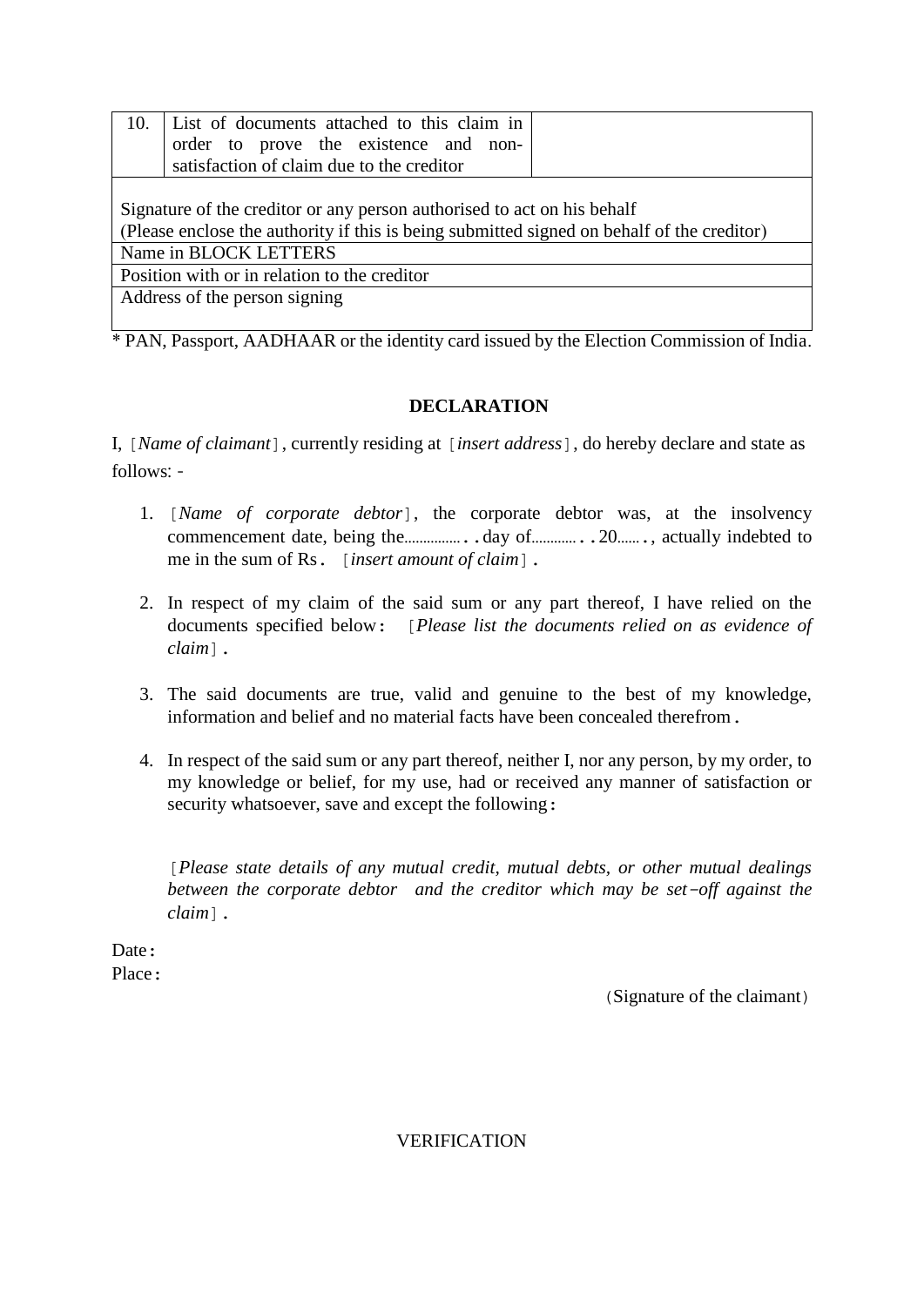| 10. | List of documents attached to this claim in order to prove the existence and non-satisfaction of claim due to the creditor | |
|---|---|---|
| Signature of the creditor or any person authorised to act on his behalf<br>(Please enclose the authority if this is being submitted signed on behalf of the creditor) | | |
| Name in BLOCK LETTERS | | |
| Position with or in relation to the creditor | | |
| Address of the person signing | | |

* PAN, Passport, AADHAAR or the identity card issued by the Election Commission of India.

**DECLARATION**

I, [*Name of claimant*], currently residing at [*insert address*], do hereby declare and state as follows: -

1. [*Name of corporate debtor*], the corporate debtor was, at the insolvency commencement date, being the...............day of............20.......,  actually indebted to me in the sum of Rs. [*insert amount of claim*].

2. In respect of my claim of the said sum or any part thereof, I have relied on the documents specified below: [*Please list the documents relied on as evidence of claim*].

3. The said documents are true, valid and genuine to the best of my knowledge, information and belief and no material facts have been concealed therefrom.

4. In respect of the said sum or any part thereof, neither I, nor any person, by my order, to my knowledge or belief, for my use, had or received any manner of satisfaction or security whatsoever, save and except the following:

   [*Please state details of any mutual credit, mutual debts, or other mutual dealings between the corporate debtor and the creditor which may be set-off against the claim*].

Date:
Place:

(Signature of the claimant)

VERIFICATION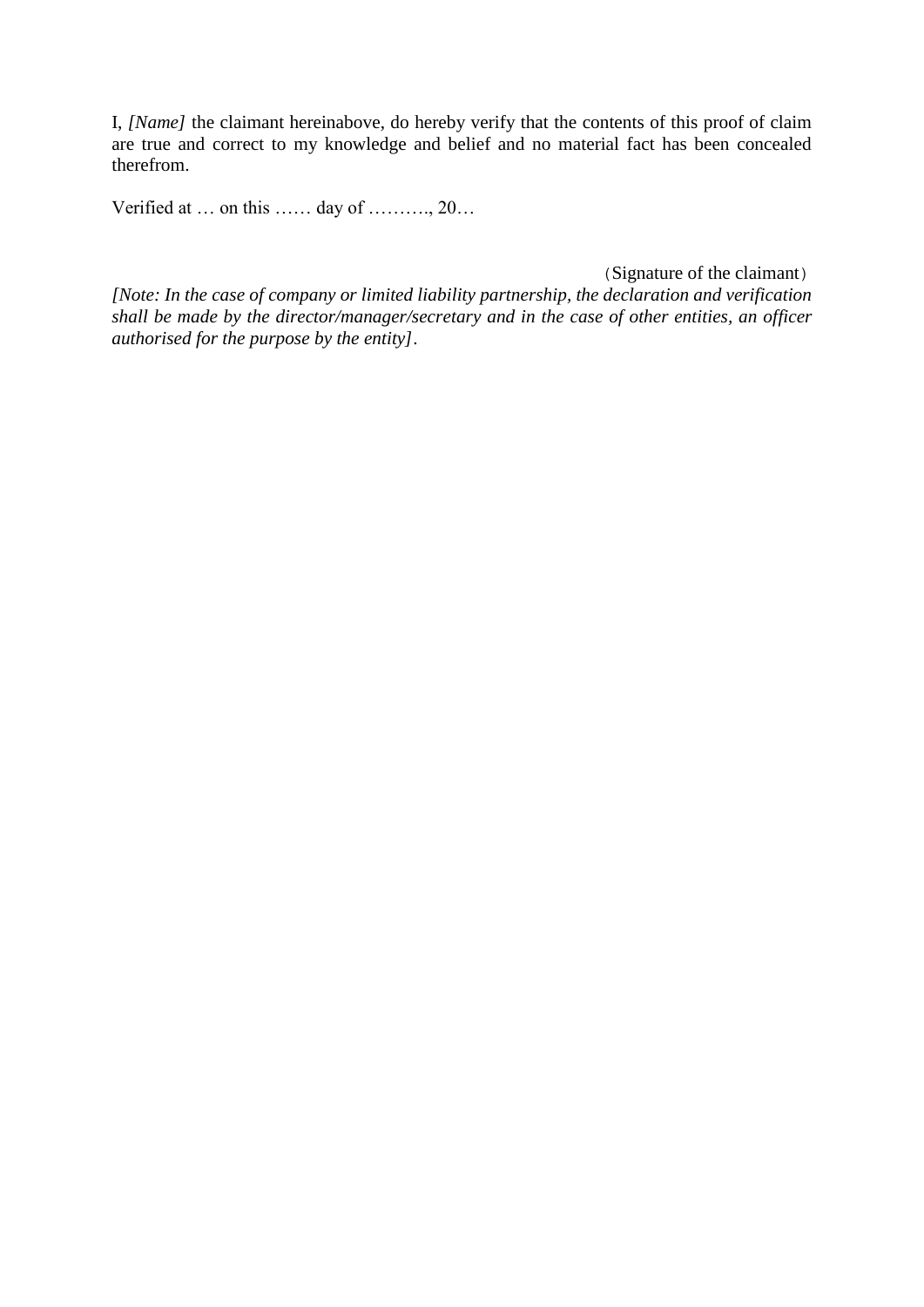I, *[Name]* the claimant hereinabove, do hereby verify that the contents of this proof of claim are true and correct to my knowledge and belief and no material fact has been concealed therefrom.

Verified at … on this …… day of ………., 20…

（Signature of the claimant）

*[Note: In the case of company or limited liability partnership, the declaration and verification shall be made by the director/manager/secretary and in the case of other entities, an officer authorised for the purpose by the entity]*.